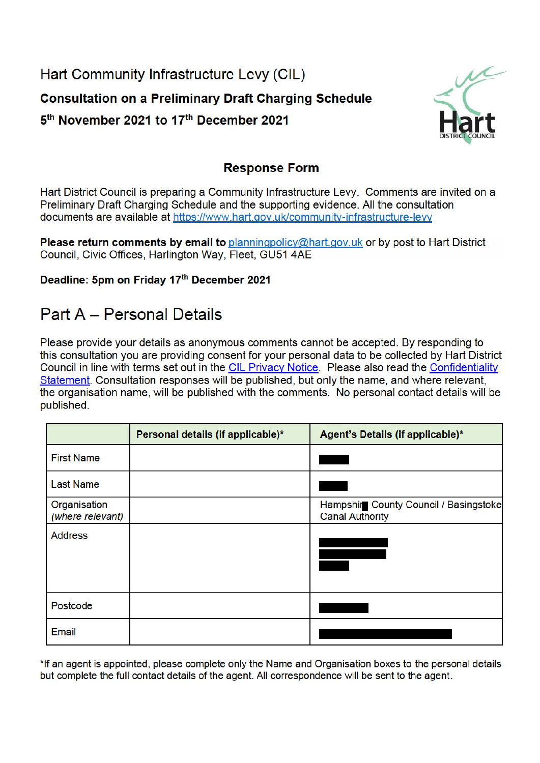# Hart Community Infrastructure Levy (CIL)

**Consultation on a Preliminary Draft Charging Schedule**

**5th November 2021 to 17th December 2021**

## Response Form

Hart District Council is preparing a Community Infrastructure Levy. Comments are invited on a Preliminary Draft Charging Schedule and the supporting evidence. All the consultation documents are available at https://www.hart.gov.uk/community-infrastructure-levy

**Please return comments by email to** planningpolicy@hart.gov.uk or by post to Hart District Council, Civic Offices, Harlington Way, Fleet, GU51 4AE

**Deadline: 5pm on Friday 17th December 2021**

## Part A – Personal Details

Please provide your details as anonymous comments cannot be accepted. By responding to this consultation you are providing consent for your personal data to be collected by Hart District Council in line with terms set out in the CIL Privacy Notice. Please also read the Confidentiality Statement. Consultation responses will be published, but only the name, and where relevant, the organisation name, will be published with the comments. No personal contact details will be published.

| | **Personal details (if applicable)*** | **Agent's Details (if applicable)*** |
|---|---|---|
| First Name | | [redacted] |
| Last Name | | [redacted] |
| Organisation *(where relevant)* | | Hampshi[redacted] County Council / Basingstoke Canal Authority |
| Address | | [redacted] |
| Postcode | | [redacted] |
| Email | | [redacted] |

*If an agent is appointed, please complete only the Name and Organisation boxes to the personal details but complete the full contact details of the agent. All correspondence will be sent to the agent.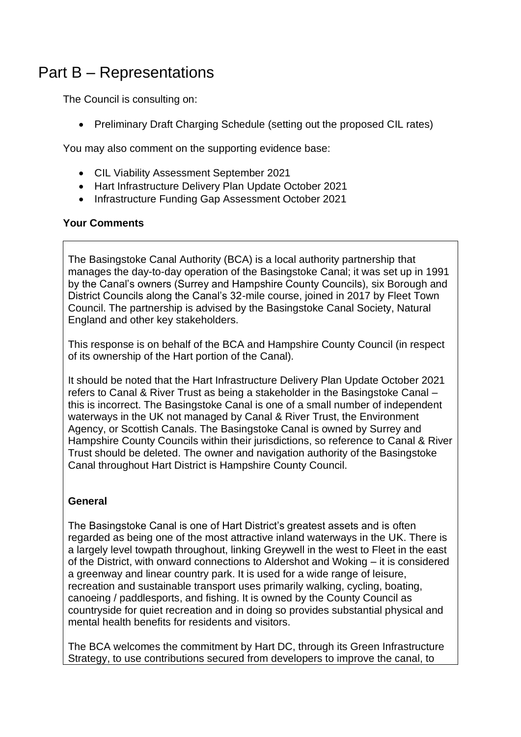# Part B – Representations

The Council is consulting on:

- Preliminary Draft Charging Schedule (setting out the proposed CIL rates)

You may also comment on the supporting evidence base:

- CIL Viability Assessment September 2021
- Hart Infrastructure Delivery Plan Update October 2021
- Infrastructure Funding Gap Assessment October 2021

**Your Comments**

The Basingstoke Canal Authority (BCA) is a local authority partnership that manages the day-to-day operation of the Basingstoke Canal; it was set up in 1991 by the Canal's owners (Surrey and Hampshire County Councils), six Borough and District Councils along the Canal's 32-mile course, joined in 2017 by Fleet Town Council. The partnership is advised by the Basingstoke Canal Society, Natural England and other key stakeholders.

This response is on behalf of the BCA and Hampshire County Council (in respect of its ownership of the Hart portion of the Canal).

It should be noted that the Hart Infrastructure Delivery Plan Update October 2021 refers to Canal & River Trust as being a stakeholder in the Basingstoke Canal – this is incorrect. The Basingstoke Canal is one of a small number of independent waterways in the UK not managed by Canal & River Trust, the Environment Agency, or Scottish Canals. The Basingstoke Canal is owned by Surrey and Hampshire County Councils within their jurisdictions, so reference to Canal & River Trust should be deleted. The owner and navigation authority of the Basingstoke Canal throughout Hart District is Hampshire County Council.

**General**

The Basingstoke Canal is one of Hart District's greatest assets and is often regarded as being one of the most attractive inland waterways in the UK. There is a largely level towpath throughout, linking Greywell in the west to Fleet in the east of the District, with onward connections to Aldershot and Woking – it is considered a greenway and linear country park. It is used for a wide range of leisure, recreation and sustainable transport uses primarily walking, cycling, boating, canoeing / paddlesports, and fishing. It is owned by the County Council as countryside for quiet recreation and in doing so provides substantial physical and mental health benefits for residents and visitors.

The BCA welcomes the commitment by Hart DC, through its Green Infrastructure Strategy, to use contributions secured from developers to improve the canal, to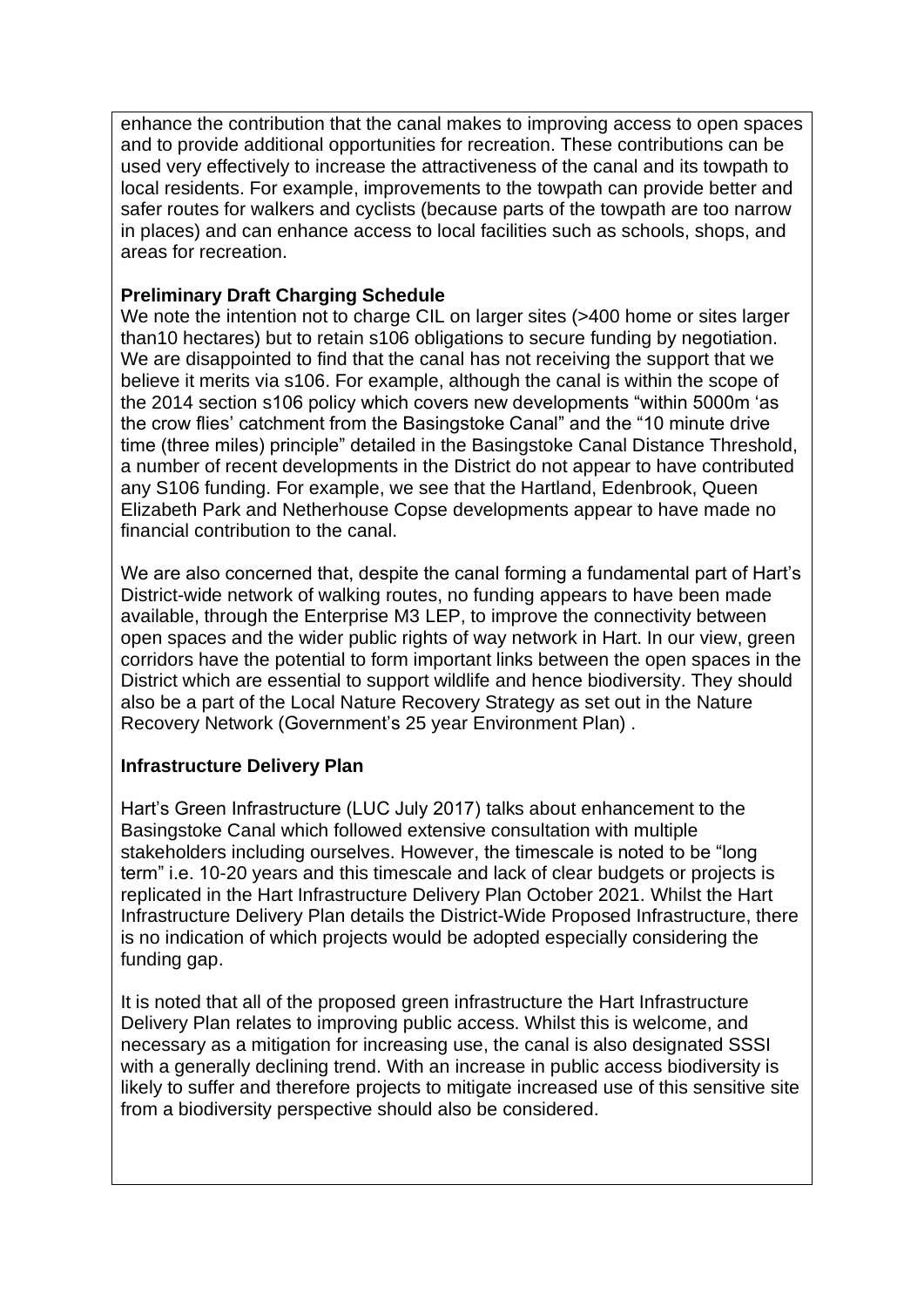enhance the contribution that the canal makes to improving access to open spaces and to provide additional opportunities for recreation. These contributions can be used very effectively to increase the attractiveness of the canal and its towpath to local residents. For example, improvements to the towpath can provide better and safer routes for walkers and cyclists (because parts of the towpath are too narrow in places) and can enhance access to local facilities such as schools, shops, and areas for recreation.

**Preliminary Draft Charging Schedule**

We note the intention not to charge CIL on larger sites (>400 home or sites larger than10 hectares) but to retain s106 obligations to secure funding by negotiation. We are disappointed to find that the canal has not receiving the support that we believe it merits via s106. For example, although the canal is within the scope of the 2014 section s106 policy which covers new developments "within 5000m 'as the crow flies' catchment from the Basingstoke Canal" and the "10 minute drive time (three miles) principle" detailed in the Basingstoke Canal Distance Threshold, a number of recent developments in the District do not appear to have contributed any S106 funding. For example, we see that the Hartland, Edenbrook, Queen Elizabeth Park and Netherhouse Copse developments appear to have made no financial contribution to the canal.

We are also concerned that, despite the canal forming a fundamental part of Hart's District-wide network of walking routes, no funding appears to have been made available, through the Enterprise M3 LEP, to improve the connectivity between open spaces and the wider public rights of way network in Hart. In our view, green corridors have the potential to form important links between the open spaces in the District which are essential to support wildlife and hence biodiversity. They should also be a part of the Local Nature Recovery Strategy as set out in the Nature Recovery Network (Government's 25 year Environment Plan) .

**Infrastructure Delivery Plan**

Hart's Green Infrastructure (LUC July 2017) talks about enhancement to the Basingstoke Canal which followed extensive consultation with multiple stakeholders including ourselves. However, the timescale is noted to be "long term" i.e. 10-20 years and this timescale and lack of clear budgets or projects is replicated in the Hart Infrastructure Delivery Plan October 2021. Whilst the Hart Infrastructure Delivery Plan details the District-Wide Proposed Infrastructure, there is no indication of which projects would be adopted especially considering the funding gap.

It is noted that all of the proposed green infrastructure the Hart Infrastructure Delivery Plan relates to improving public access. Whilst this is welcome, and necessary as a mitigation for increasing use, the canal is also designated SSSI with a generally declining trend. With an increase in public access biodiversity is likely to suffer and therefore projects to mitigate increased use of this sensitive site from a biodiversity perspective should also be considered.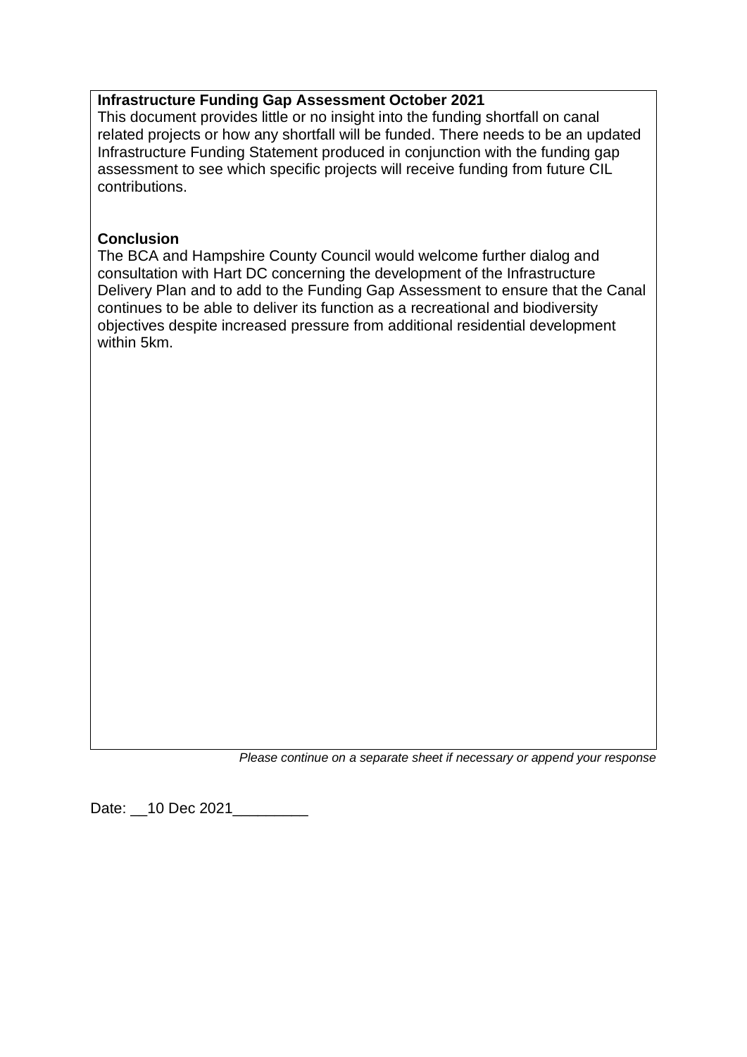**Infrastructure Funding Gap Assessment October 2021**

This document provides little or no insight into the funding shortfall on canal related projects or how any shortfall will be funded. There needs to be an updated Infrastructure Funding Statement produced in conjunction with the funding gap assessment to see which specific projects will receive funding from future CIL contributions.

**Conclusion**

The BCA and Hampshire County Council would welcome further dialog and consultation with Hart DC concerning the development of the Infrastructure Delivery Plan and to add to the Funding Gap Assessment to ensure that the Canal continues to be able to deliver its function as a recreational and biodiversity objectives despite increased pressure from additional residential development within 5km.

*Please continue on a separate sheet if necessary or append your response*

Date: __10 Dec 2021_________